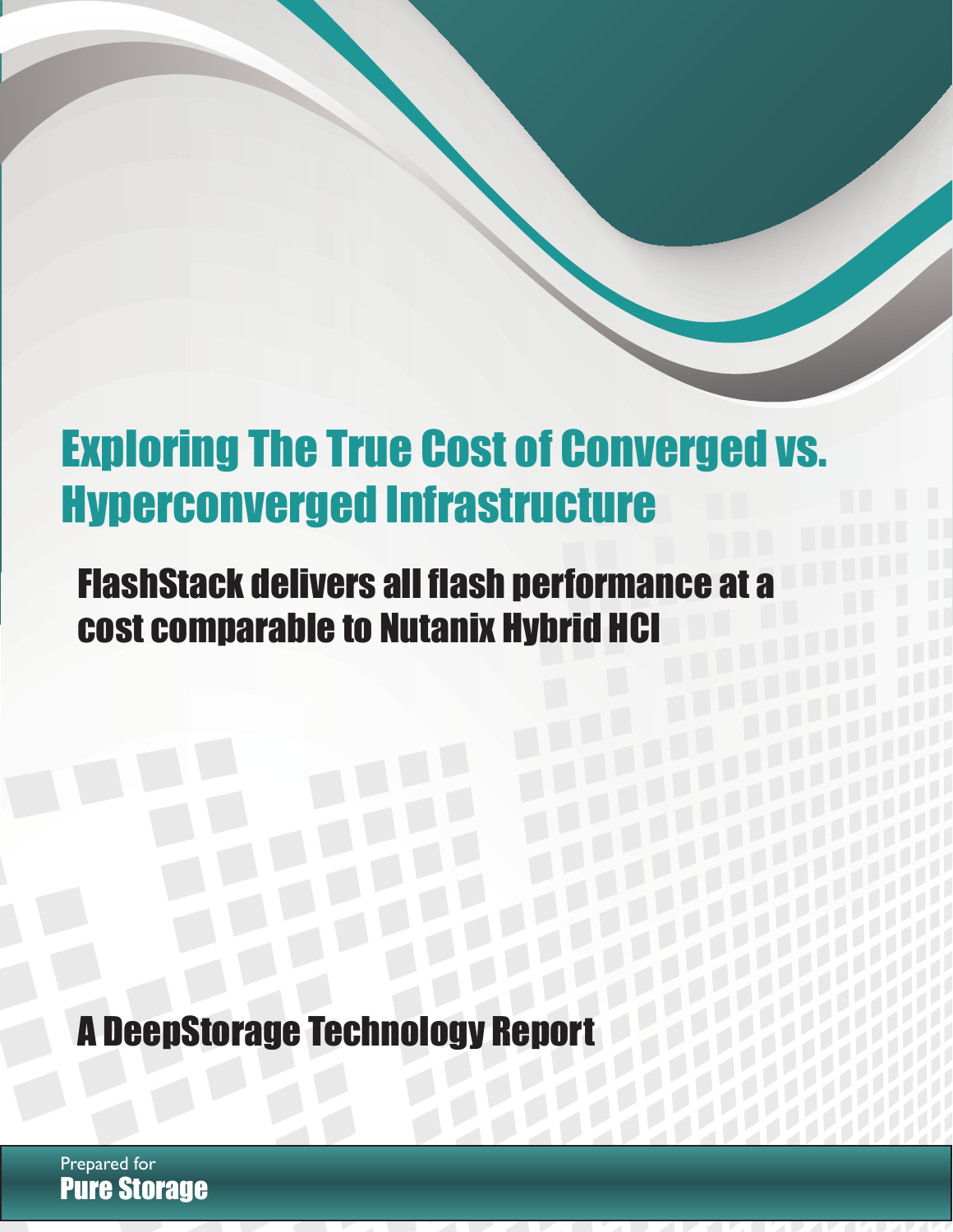# Exploring The True Cost of Converged vs. Hyperconverged Infrastructure

## FlashStack delivers all flash performance at a cost comparable to Nutanix Hybrid HCI

## A DeepStorage Technology Report

Prepared for
**Pure Storage**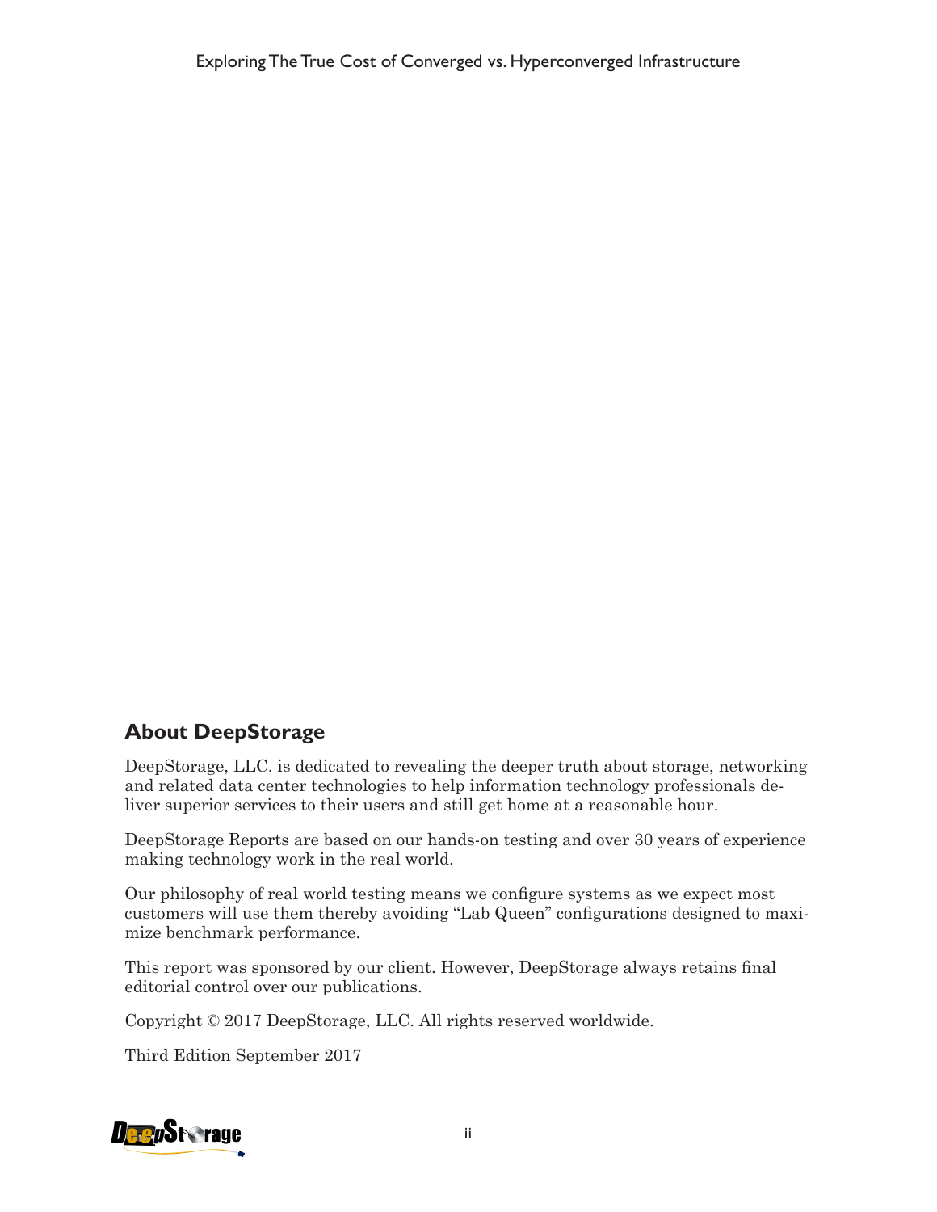## About DeepStorage

DeepStorage, LLC. is dedicated to revealing the deeper truth about storage, networking and related data center technologies to help information technology professionals deliver superior services to their users and still get home at a reasonable hour.

DeepStorage Reports are based on our hands-on testing and over 30 years of experience making technology work in the real world.

Our philosophy of real world testing means we configure systems as we expect most customers will use them thereby avoiding "Lab Queen" configurations designed to maximize benchmark performance.

This report was sponsored by our client. However, DeepStorage always retains final editorial control over our publications.

Copyright © 2017 DeepStorage, LLC. All rights reserved worldwide.

Third Edition September 2017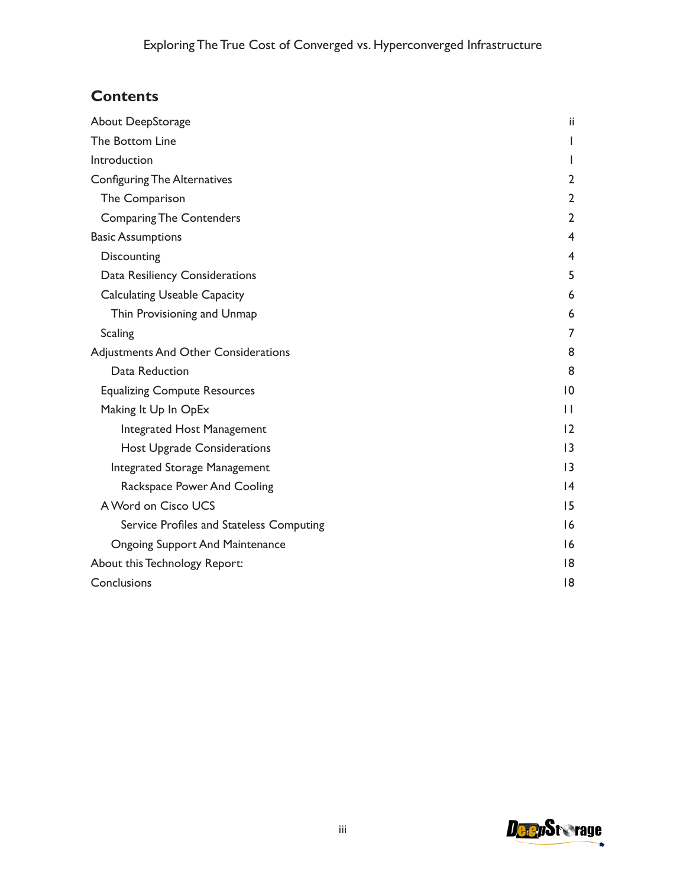## Contents

- About DeepStorage ii
- The Bottom Line 1
- Introduction 1
- Configuring The Alternatives 2
  - The Comparison 2
  - Comparing The Contenders 2
- Basic Assumptions 4
  - Discounting 4
  - Data Resiliency Considerations 5
  - Calculating Useable Capacity 6
    - Thin Provisioning and Unmap 6
  - Scaling 7
- Adjustments And Other Considerations 8
    - Data Reduction 8
  - Equalizing Compute Resources 10
  - Making It Up In OpEx 11
      - Integrated Host Management 12
      - Host Upgrade Considerations 13
    - Integrated Storage Management 13
      - Rackspace Power And Cooling 14
  - A Word on Cisco UCS 15
      - Service Profiles and Stateless Computing 16
    - Ongoing Support And Maintenance 16
- About this Technology Report: 18
- Conclusions 18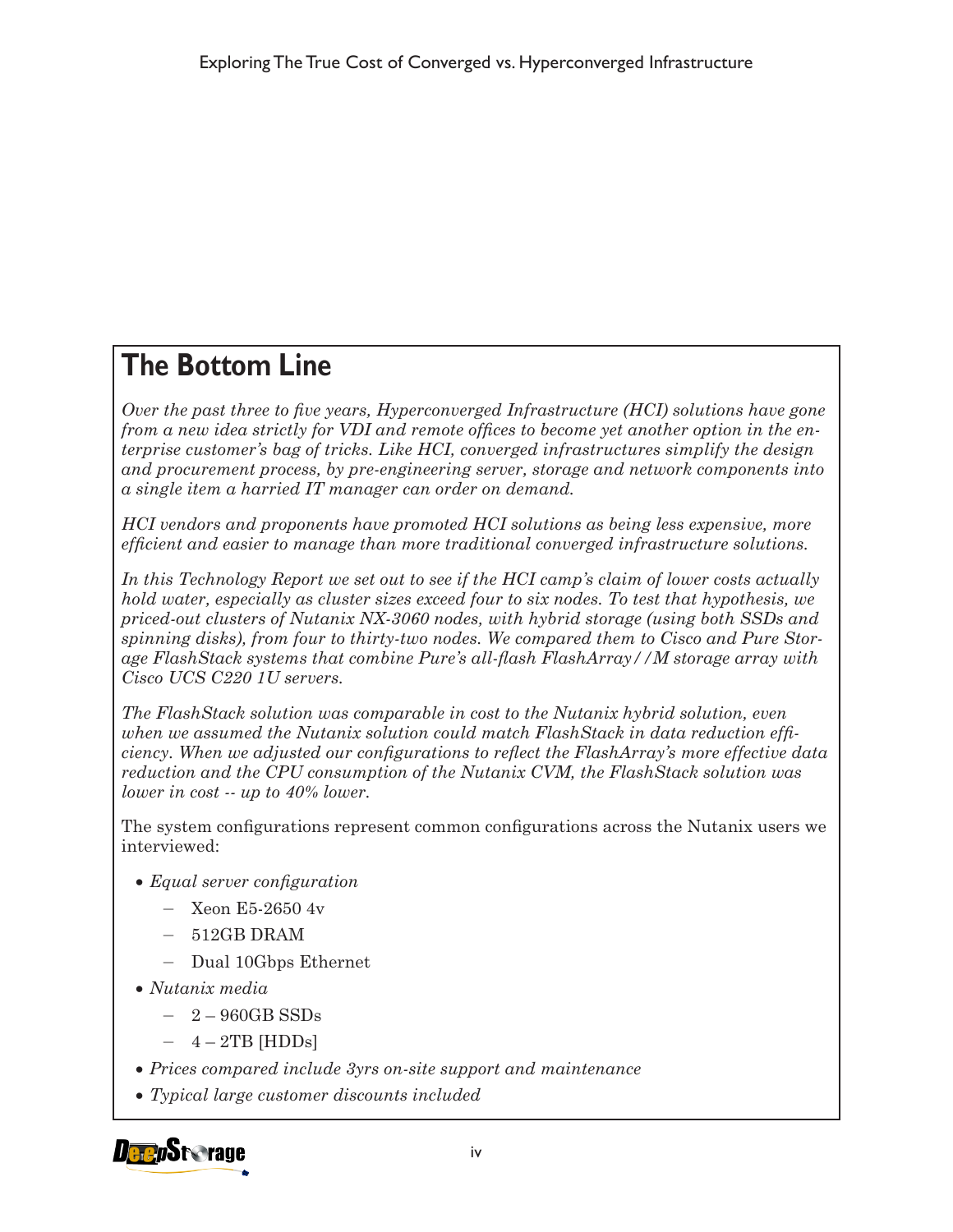## The Bottom Line

*Over the past three to five years, Hyperconverged Infrastructure (HCI) solutions have gone from a new idea strictly for VDI and remote offices to become yet another option in the enterprise customer's bag of tricks. Like HCI, converged infrastructures simplify the design and procurement process, by pre-engineering server, storage and network components into a single item a harried IT manager can order on demand.*

*HCI vendors and proponents have promoted HCI solutions as being less expensive, more efficient and easier to manage than more traditional converged infrastructure solutions.*

*In this Technology Report we set out to see if the HCI camp's claim of lower costs actually hold water, especially as cluster sizes exceed four to six nodes. To test that hypothesis, we priced-out clusters of Nutanix NX-3060 nodes, with hybrid storage (using both SSDs and spinning disks), from four to thirty-two nodes. We compared them to Cisco and Pure Storage FlashStack systems that combine Pure's all-flash FlashArray//M storage array with Cisco UCS C220 1U servers.*

*The FlashStack solution was comparable in cost to the Nutanix hybrid solution, even when we assumed the Nutanix solution could match FlashStack in data reduction efficiency. When we adjusted our configurations to reflect the FlashArray's more effective data reduction and the CPU consumption of the Nutanix CVM, the FlashStack solution was lower in cost -- up to 40% lower.*

The system configurations represent common configurations across the Nutanix users we interviewed:

- *Equal server configuration*
  - Xeon E5-2650 4v
  - 512GB DRAM
  - Dual 10Gbps Ethernet
- *Nutanix media*
  - 2 – 960GB SSDs
  - 4 – 2TB [HDDs]
- *Prices compared include 3yrs on-site support and maintenance*
- *Typical large customer discounts included*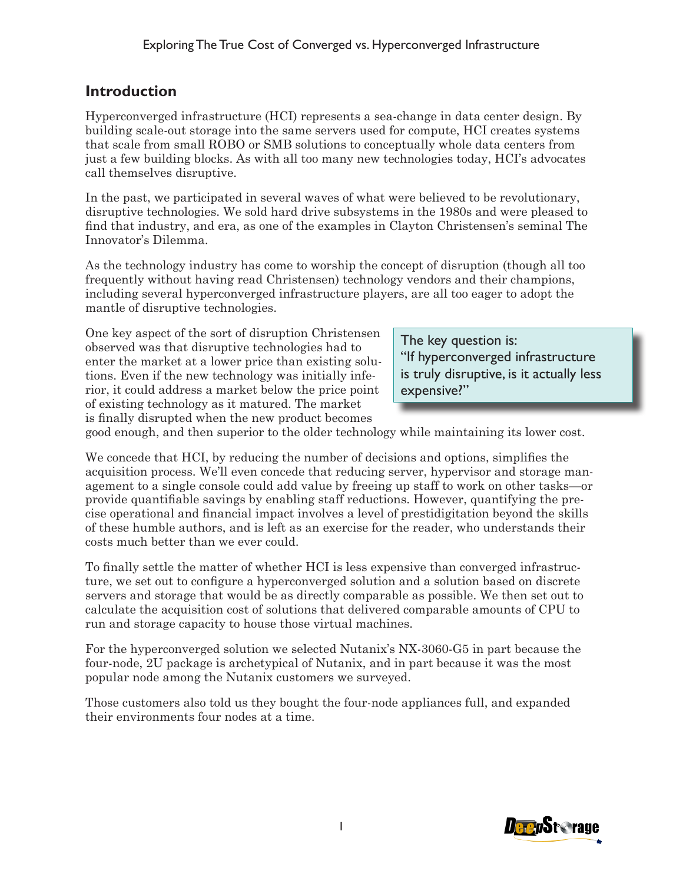## Introduction

Hyperconverged infrastructure (HCI) represents a sea-change in data center design. By building scale-out storage into the same servers used for compute, HCI creates systems that scale from small ROBO or SMB solutions to conceptually whole data centers from just a few building blocks. As with all too many new technologies today, HCI's advocates call themselves disruptive.

In the past, we participated in several waves of what were believed to be revolutionary, disruptive technologies. We sold hard drive subsystems in the 1980s and were pleased to find that industry, and era, as one of the examples in Clayton Christensen's seminal The Innovator's Dilemma.

As the technology industry has come to worship the concept of disruption (though all too frequently without having read Christensen) technology vendors and their champions, including several hyperconverged infrastructure players, are all too eager to adopt the mantle of disruptive technologies.

One key aspect of the sort of disruption Christensen observed was that disruptive technologies had to enter the market at a lower price than existing solutions. Even if the new technology was initially inferior, it could address a market below the price point of existing technology as it matured. The market is finally disrupted when the new product becomes good enough, and then superior to the older technology while maintaining its lower cost.

> The key question is:
> "If hyperconverged infrastructure is truly disruptive, is it actually less expensive?"

We concede that HCI, by reducing the number of decisions and options, simplifies the acquisition process. We'll even concede that reducing server, hypervisor and storage management to a single console could add value by freeing up staff to work on other tasks—or provide quantifiable savings by enabling staff reductions. However, quantifying the precise operational and financial impact involves a level of prestidigitation beyond the skills of these humble authors, and is left as an exercise for the reader, who understands their costs much better than we ever could.

To finally settle the matter of whether HCI is less expensive than converged infrastructure, we set out to configure a hyperconverged solution and a solution based on discrete servers and storage that would be as directly comparable as possible. We then set out to calculate the acquisition cost of solutions that delivered comparable amounts of CPU to run and storage capacity to house those virtual machines.

For the hyperconverged solution we selected Nutanix's NX-3060-G5 in part because the four-node, 2U package is archetypical of Nutanix, and in part because it was the most popular node among the Nutanix customers we surveyed.

Those customers also told us they bought the four-node appliances full, and expanded their environments four nodes at a time.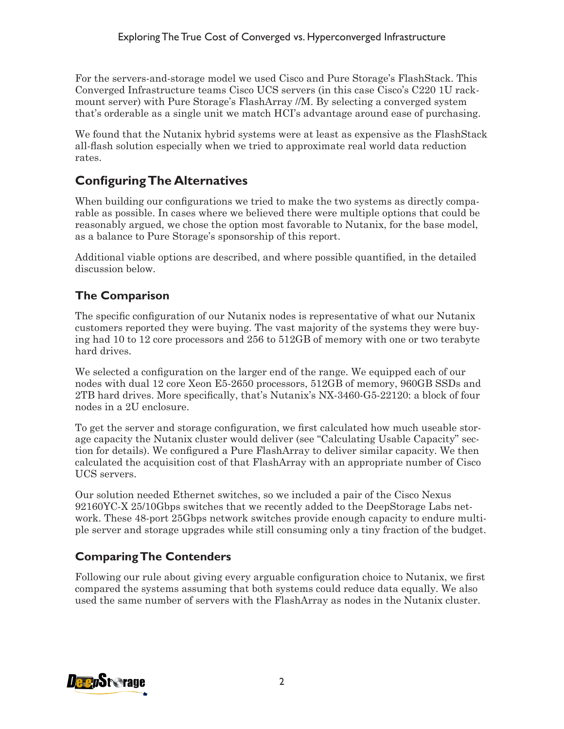For the servers-and-storage model we used Cisco and Pure Storage's FlashStack. This Converged Infrastructure teams Cisco UCS servers (in this case Cisco's C220 1U rack-mount server) with Pure Storage's FlashArray //M. By selecting a converged system that's orderable as a single unit we match HCI's advantage around ease of purchasing.

We found that the Nutanix hybrid systems were at least as expensive as the FlashStack all-flash solution especially when we tried to approximate real world data reduction rates.

## Configuring The Alternatives

When building our configurations we tried to make the two systems as directly comparable as possible. In cases where we believed there were multiple options that could be reasonably argued, we chose the option most favorable to Nutanix, for the base model, as a balance to Pure Storage's sponsorship of this report.

Additional viable options are described, and where possible quantified, in the detailed discussion below.

### The Comparison

The specific configuration of our Nutanix nodes is representative of what our Nutanix customers reported they were buying. The vast majority of the systems they were buying had 10 to 12 core processors and 256 to 512GB of memory with one or two terabyte hard drives.

We selected a configuration on the larger end of the range. We equipped each of our nodes with dual 12 core Xeon E5-2650 processors, 512GB of memory, 960GB SSDs and 2TB hard drives. More specifically, that's Nutanix's NX-3460-G5-22120: a block of four nodes in a 2U enclosure.

To get the server and storage configuration, we first calculated how much useable storage capacity the Nutanix cluster would deliver (see "Calculating Usable Capacity" section for details). We configured a Pure FlashArray to deliver similar capacity. We then calculated the acquisition cost of that FlashArray with an appropriate number of Cisco UCS servers.

Our solution needed Ethernet switches, so we included a pair of the Cisco Nexus 92160YC-X 25/10Gbps switches that we recently added to the DeepStorage Labs network. These 48-port 25Gbps network switches provide enough capacity to endure multiple server and storage upgrades while still consuming only a tiny fraction of the budget.

### Comparing The Contenders

Following our rule about giving every arguable configuration choice to Nutanix, we first compared the systems assuming that both systems could reduce data equally. We also used the same number of servers with the FlashArray as nodes in the Nutanix cluster.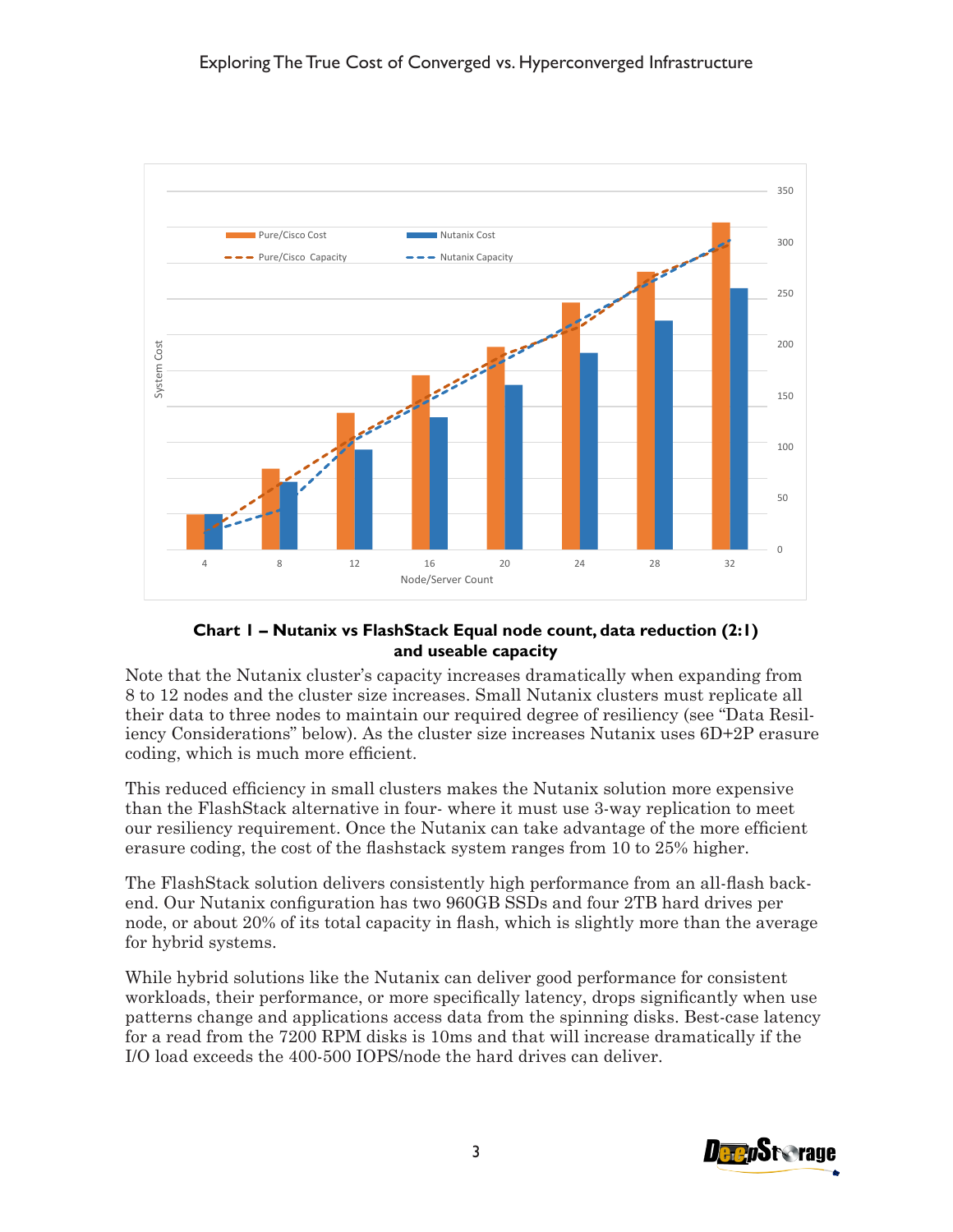**Chart 1 – Nutanix vs FlashStack Equal node count, data reduction (2:1) and useable capacity**

Note that the Nutanix cluster's capacity increases dramatically when expanding from 8 to 12 nodes and the cluster size increases. Small Nutanix clusters must replicate all their data to three nodes to maintain our required degree of resiliency (see "Data Resiliency Considerations" below). As the cluster size increases Nutanix uses 6D+2P erasure coding, which is much more efficient.

This reduced efficiency in small clusters makes the Nutanix solution more expensive than the FlashStack alternative in four- where it must use 3-way replication to meet our resiliency requirement. Once the Nutanix can take advantage of the more efficient erasure coding, the cost of the flashstack system ranges from 10 to 25% higher.

The FlashStack solution delivers consistently high performance from an all-flash backend. Our Nutanix configuration has two 960GB SSDs and four 2TB hard drives per node, or about 20% of its total capacity in flash, which is slightly more than the average for hybrid systems.

While hybrid solutions like the Nutanix can deliver good performance for consistent workloads, their performance, or more specifically latency, drops significantly when use patterns change and applications access data from the spinning disks. Best-case latency for a read from the 7200 RPM disks is 10ms and that will increase dramatically if the I/O load exceeds the 400-500 IOPS/node the hard drives can deliver.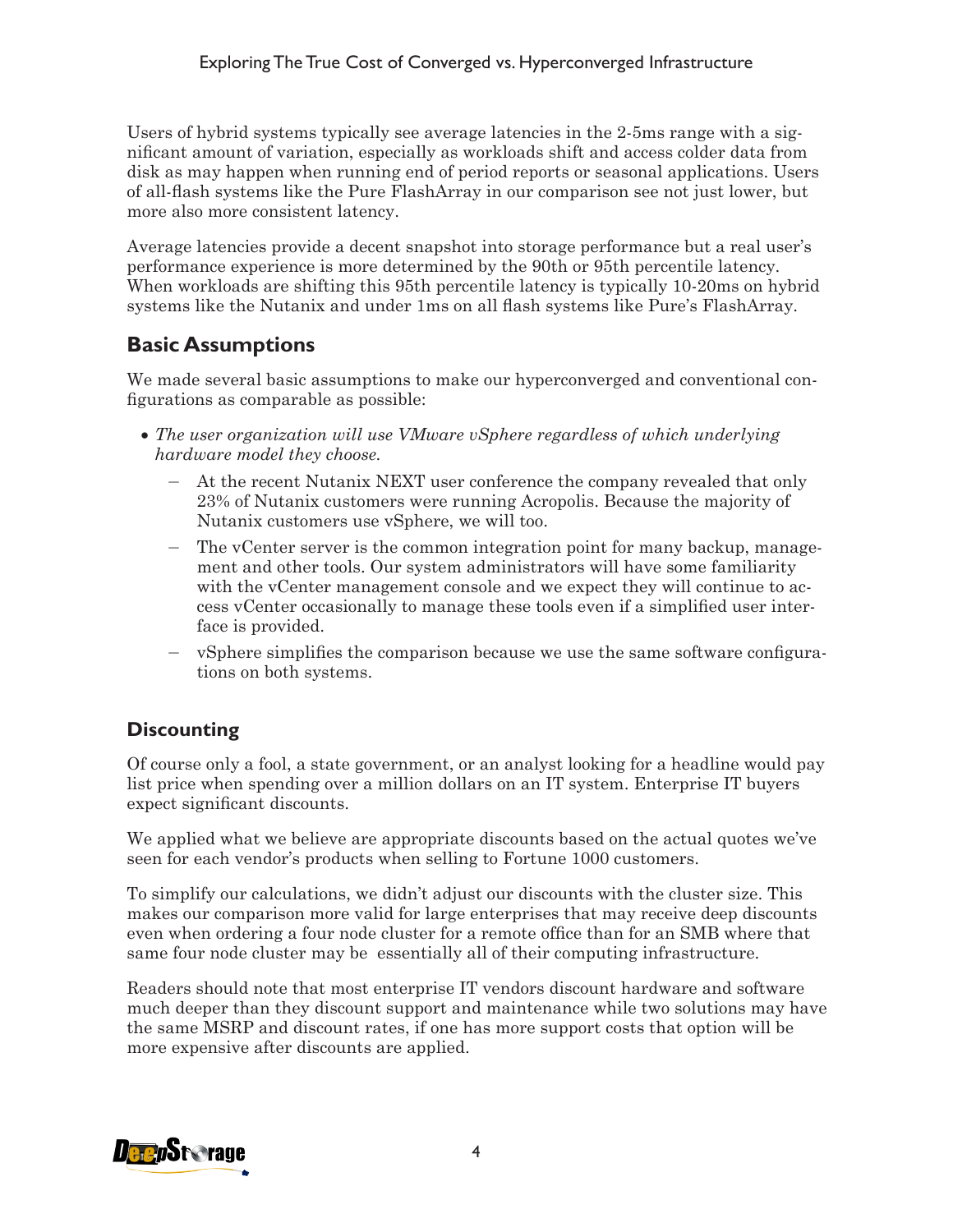Users of hybrid systems typically see average latencies in the 2-5ms range with a significant amount of variation, especially as workloads shift and access colder data from disk as may happen when running end of period reports or seasonal applications. Users of all-flash systems like the Pure FlashArray in our comparison see not just lower, but more also more consistent latency.

Average latencies provide a decent snapshot into storage performance but a real user's performance experience is more determined by the 90th or 95th percentile latency. When workloads are shifting this 95th percentile latency is typically 10-20ms on hybrid systems like the Nutanix and under 1ms on all flash systems like Pure's FlashArray.

## Basic Assumptions

We made several basic assumptions to make our hyperconverged and conventional configurations as comparable as possible:

- *The user organization will use VMware vSphere regardless of which underlying hardware model they choose.*
  - At the recent Nutanix NEXT user conference the company revealed that only 23% of Nutanix customers were running Acropolis. Because the majority of Nutanix customers use vSphere, we will too.
  - The vCenter server is the common integration point for many backup, management and other tools. Our system administrators will have some familiarity with the vCenter management console and we expect they will continue to access vCenter occasionally to manage these tools even if a simplified user interface is provided.
  - vSphere simplifies the comparison because we use the same software configurations on both systems.

## Discounting

Of course only a fool, a state government, or an analyst looking for a headline would pay list price when spending over a million dollars on an IT system. Enterprise IT buyers expect significant discounts.

We applied what we believe are appropriate discounts based on the actual quotes we've seen for each vendor's products when selling to Fortune 1000 customers.

To simplify our calculations, we didn't adjust our discounts with the cluster size. This makes our comparison more valid for large enterprises that may receive deep discounts even when ordering a four node cluster for a remote office than for an SMB where that same four node cluster may be essentially all of their computing infrastructure.

Readers should note that most enterprise IT vendors discount hardware and software much deeper than they discount support and maintenance while two solutions may have the same MSRP and discount rates, if one has more support costs that option will be more expensive after discounts are applied.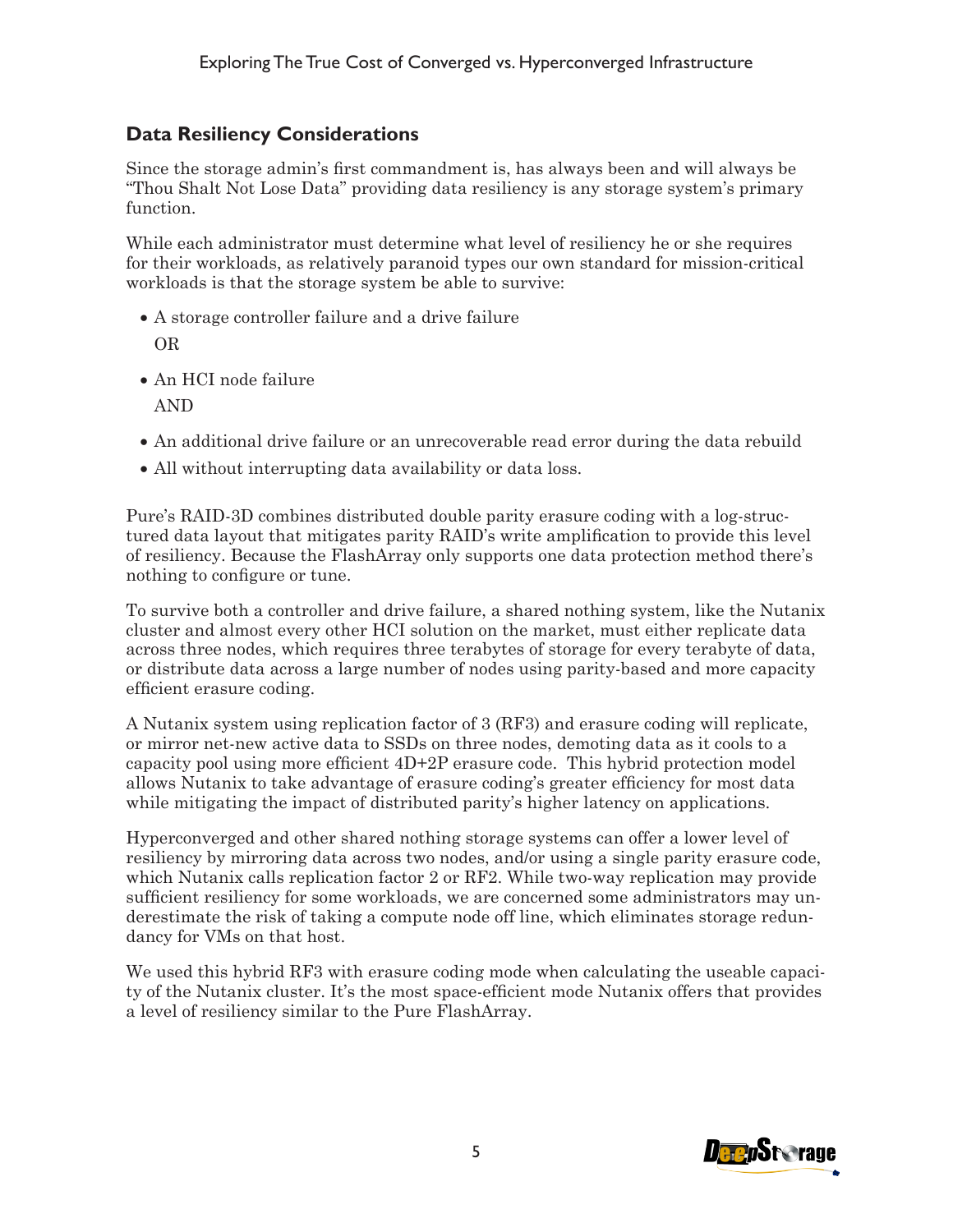## Data Resiliency Considerations

Since the storage admin's first commandment is, has always been and will always be "Thou Shalt Not Lose Data" providing data resiliency is any storage system's primary function.

While each administrator must determine what level of resiliency he or she requires for their workloads, as relatively paranoid types our own standard for mission-critical workloads is that the storage system be able to survive:

- A storage controller failure and a drive failure

  OR

- An HCI node failure

  AND

- An additional drive failure or an unrecoverable read error during the data rebuild
- All without interrupting data availability or data loss.

Pure's RAID-3D combines distributed double parity erasure coding with a log-structured data layout that mitigates parity RAID's write amplification to provide this level of resiliency. Because the FlashArray only supports one data protection method there's nothing to configure or tune.

To survive both a controller and drive failure, a shared nothing system, like the Nutanix cluster and almost every other HCI solution on the market, must either replicate data across three nodes, which requires three terabytes of storage for every terabyte of data, or distribute data across a large number of nodes using parity-based and more capacity efficient erasure coding.

A Nutanix system using replication factor of 3 (RF3) and erasure coding will replicate, or mirror net-new active data to SSDs on three nodes, demoting data as it cools to a capacity pool using more efficient 4D+2P erasure code. This hybrid protection model allows Nutanix to take advantage of erasure coding's greater efficiency for most data while mitigating the impact of distributed parity's higher latency on applications.

Hyperconverged and other shared nothing storage systems can offer a lower level of resiliency by mirroring data across two nodes, and/or using a single parity erasure code, which Nutanix calls replication factor 2 or RF2. While two-way replication may provide sufficient resiliency for some workloads, we are concerned some administrators may underestimate the risk of taking a compute node off line, which eliminates storage redundancy for VMs on that host.

We used this hybrid RF3 with erasure coding mode when calculating the useable capacity of the Nutanix cluster. It's the most space-efficient mode Nutanix offers that provides a level of resiliency similar to the Pure FlashArray.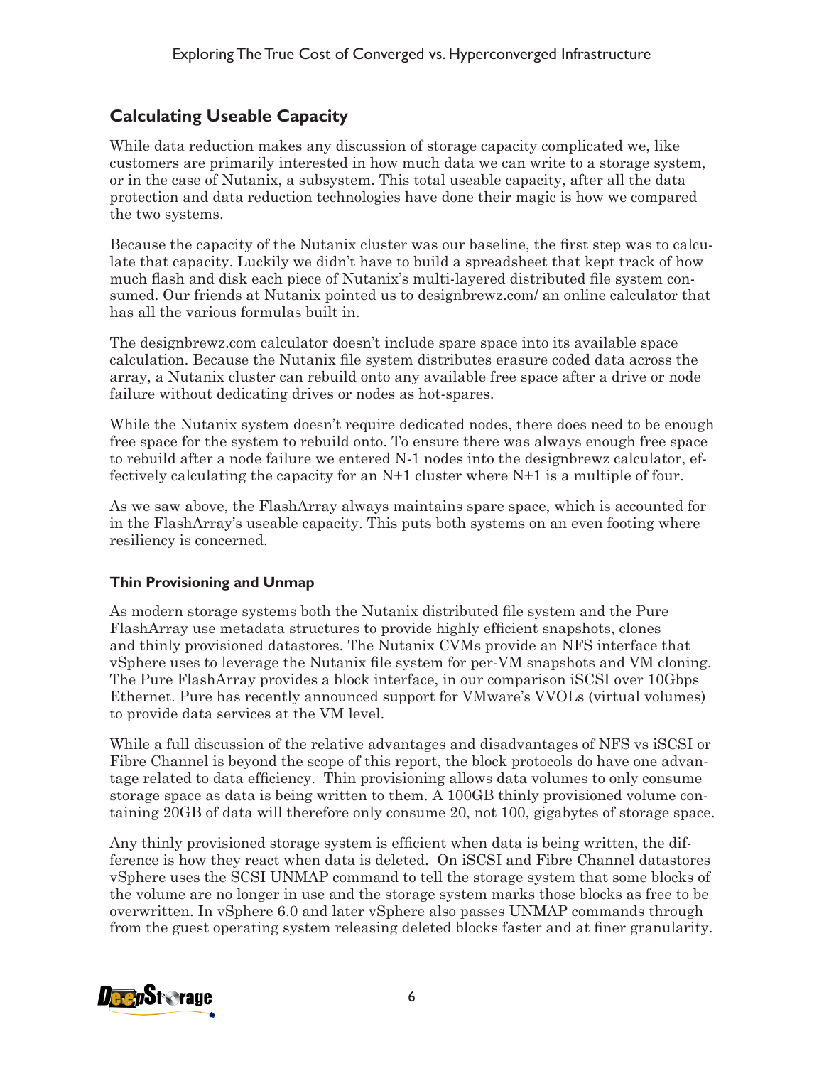## Calculating Useable Capacity

While data reduction makes any discussion of storage capacity complicated we, like customers are primarily interested in how much data we can write to a storage system, or in the case of Nutanix, a subsystem. This total useable capacity, after all the data protection and data reduction technologies have done their magic is how we compared the two systems.

Because the capacity of the Nutanix cluster was our baseline, the first step was to calculate that capacity. Luckily we didn't have to build a spreadsheet that kept track of how much flash and disk each piece of Nutanix's multi-layered distributed file system consumed. Our friends at Nutanix pointed us to designbrewz.com/ an online calculator that has all the various formulas built in.

The designbrewz.com calculator doesn't include spare space into its available space calculation. Because the Nutanix file system distributes erasure coded data across the array, a Nutanix cluster can rebuild onto any available free space after a drive or node failure without dedicating drives or nodes as hot-spares.

While the Nutanix system doesn't require dedicated nodes, there does need to be enough free space for the system to rebuild onto. To ensure there was always enough free space to rebuild after a node failure we entered N-1 nodes into the designbrewz calculator, effectively calculating the capacity for an N+1 cluster where N+1 is a multiple of four.

As we saw above, the FlashArray always maintains spare space, which is accounted for in the FlashArray's useable capacity. This puts both systems on an even footing where resiliency is concerned.

### Thin Provisioning and Unmap

As modern storage systems both the Nutanix distributed file system and the Pure FlashArray use metadata structures to provide highly efficient snapshots, clones and thinly provisioned datastores. The Nutanix CVMs provide an NFS interface that vSphere uses to leverage the Nutanix file system for per-VM snapshots and VM cloning. The Pure FlashArray provides a block interface, in our comparison iSCSI over 10Gbps Ethernet. Pure has recently announced support for VMware's VVOLs (virtual volumes) to provide data services at the VM level.

While a full discussion of the relative advantages and disadvantages of NFS vs iSCSI or Fibre Channel is beyond the scope of this report, the block protocols do have one advantage related to data efficiency. Thin provisioning allows data volumes to only consume storage space as data is being written to them. A 100GB thinly provisioned volume containing 20GB of data will therefore only consume 20, not 100, gigabytes of storage space.

Any thinly provisioned storage system is efficient when data is being written, the difference is how they react when data is deleted. On iSCSI and Fibre Channel datastores vSphere uses the SCSI UNMAP command to tell the storage system that some blocks of the volume are no longer in use and the storage system marks those blocks as free to be overwritten. In vSphere 6.0 and later vSphere also passes UNMAP commands through from the guest operating system releasing deleted blocks faster and at finer granularity.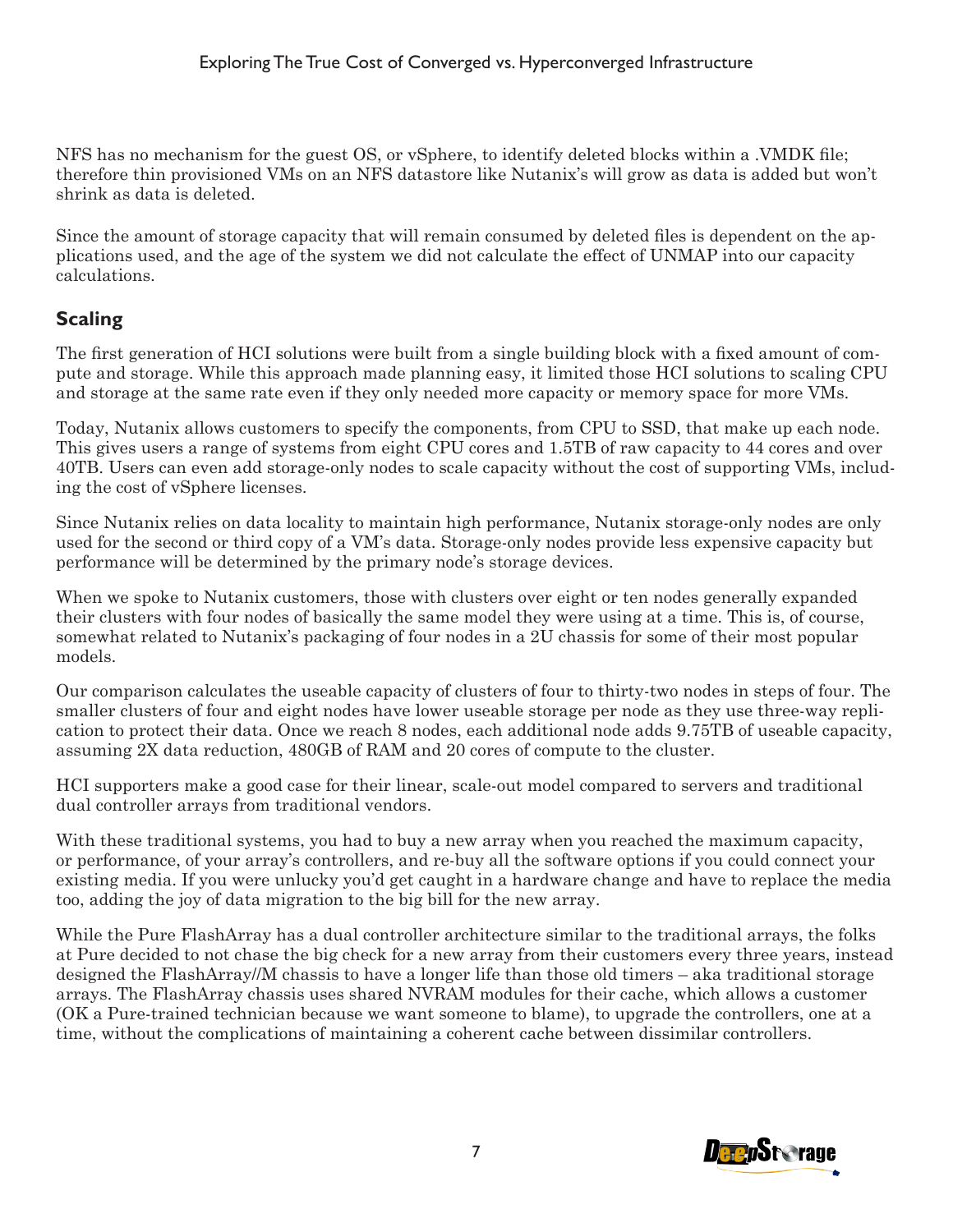NFS has no mechanism for the guest OS, or vSphere, to identify deleted blocks within a .VMDK file; therefore thin provisioned VMs on an NFS datastore like Nutanix's will grow as data is added but won't shrink as data is deleted.

Since the amount of storage capacity that will remain consumed by deleted files is dependent on the applications used, and the age of the system we did not calculate the effect of UNMAP into our capacity calculations.

## Scaling

The first generation of HCI solutions were built from a single building block with a fixed amount of compute and storage. While this approach made planning easy, it limited those HCI solutions to scaling CPU and storage at the same rate even if they only needed more capacity or memory space for more VMs.

Today, Nutanix allows customers to specify the components, from CPU to SSD, that make up each node. This gives users a range of systems from eight CPU cores and 1.5TB of raw capacity to 44 cores and over 40TB. Users can even add storage-only nodes to scale capacity without the cost of supporting VMs, including the cost of vSphere licenses.

Since Nutanix relies on data locality to maintain high performance, Nutanix storage-only nodes are only used for the second or third copy of a VM's data. Storage-only nodes provide less expensive capacity but performance will be determined by the primary node's storage devices.

When we spoke to Nutanix customers, those with clusters over eight or ten nodes generally expanded their clusters with four nodes of basically the same model they were using at a time. This is, of course, somewhat related to Nutanix's packaging of four nodes in a 2U chassis for some of their most popular models.

Our comparison calculates the useable capacity of clusters of four to thirty-two nodes in steps of four. The smaller clusters of four and eight nodes have lower useable storage per node as they use three-way replication to protect their data. Once we reach 8 nodes, each additional node adds 9.75TB of useable capacity, assuming 2X data reduction, 480GB of RAM and 20 cores of compute to the cluster.

HCI supporters make a good case for their linear, scale-out model compared to servers and traditional dual controller arrays from traditional vendors.

With these traditional systems, you had to buy a new array when you reached the maximum capacity, or performance, of your array's controllers, and re-buy all the software options if you could connect your existing media. If you were unlucky you'd get caught in a hardware change and have to replace the media too, adding the joy of data migration to the big bill for the new array.

While the Pure FlashArray has a dual controller architecture similar to the traditional arrays, the folks at Pure decided to not chase the big check for a new array from their customers every three years, instead designed the FlashArray//M chassis to have a longer life than those old timers – aka traditional storage arrays. The FlashArray chassis uses shared NVRAM modules for their cache, which allows a customer (OK a Pure-trained technician because we want someone to blame), to upgrade the controllers, one at a time, without the complications of maintaining a coherent cache between dissimilar controllers.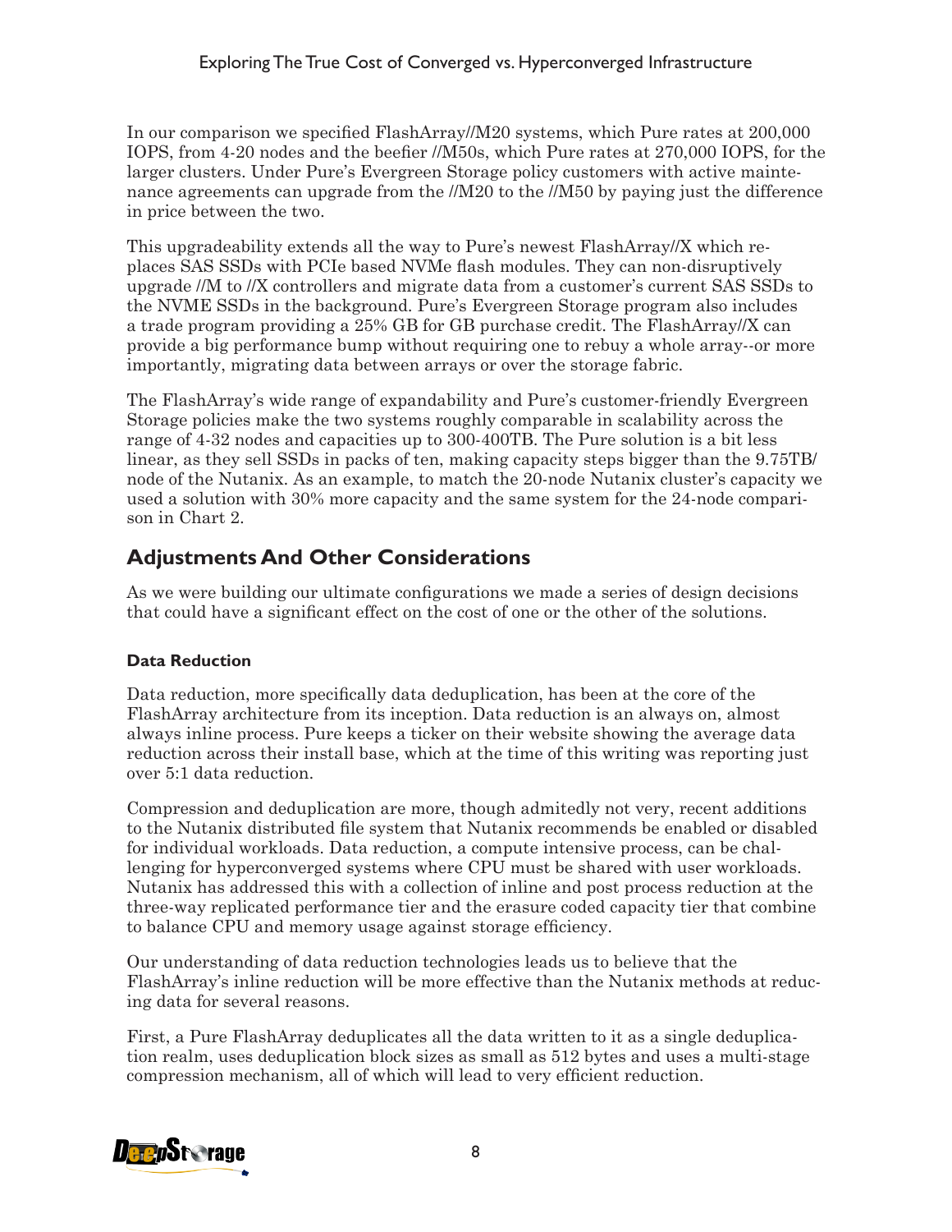In our comparison we specified FlashArray//M20 systems, which Pure rates at 200,000 IOPS, from 4-20 nodes and the beefier //M50s, which Pure rates at 270,000 IOPS, for the larger clusters. Under Pure's Evergreen Storage policy customers with active maintenance agreements can upgrade from the //M20 to the //M50 by paying just the difference in price between the two.

This upgradeability extends all the way to Pure's newest FlashArray//X which replaces SAS SSDs with PCIe based NVMe flash modules. They can non-disruptively upgrade //M to //X controllers and migrate data from a customer's current SAS SSDs to the NVME SSDs in the background. Pure's Evergreen Storage program also includes a trade program providing a 25% GB for GB purchase credit. The FlashArray//X can provide a big performance bump without requiring one to rebuy a whole array--or more importantly, migrating data between arrays or over the storage fabric.

The FlashArray's wide range of expandability and Pure's customer-friendly Evergreen Storage policies make the two systems roughly comparable in scalability across the range of 4-32 nodes and capacities up to 300-400TB. The Pure solution is a bit less linear, as they sell SSDs in packs of ten, making capacity steps bigger than the 9.75TB/node of the Nutanix. As an example, to match the 20-node Nutanix cluster's capacity we used a solution with 30% more capacity and the same system for the 24-node comparison in Chart 2.

## Adjustments And Other Considerations

As we were building our ultimate configurations we made a series of design decisions that could have a significant effect on the cost of one or the other of the solutions.

### Data Reduction

Data reduction, more specifically data deduplication, has been at the core of the FlashArray architecture from its inception. Data reduction is an always on, almost always inline process. Pure keeps a ticker on their website showing the average data reduction across their install base, which at the time of this writing was reporting just over 5:1 data reduction.

Compression and deduplication are more, though admitedly not very, recent additions to the Nutanix distributed file system that Nutanix recommends be enabled or disabled for individual workloads. Data reduction, a compute intensive process, can be challenging for hyperconverged systems where CPU must be shared with user workloads. Nutanix has addressed this with a collection of inline and post process reduction at the three-way replicated performance tier and the erasure coded capacity tier that combine to balance CPU and memory usage against storage efficiency.

Our understanding of data reduction technologies leads us to believe that the FlashArray's inline reduction will be more effective than the Nutanix methods at reducing data for several reasons.

First, a Pure FlashArray deduplicates all the data written to it as a single deduplication realm, uses deduplication block sizes as small as 512 bytes and uses a multi-stage compression mechanism, all of which will lead to very efficient reduction.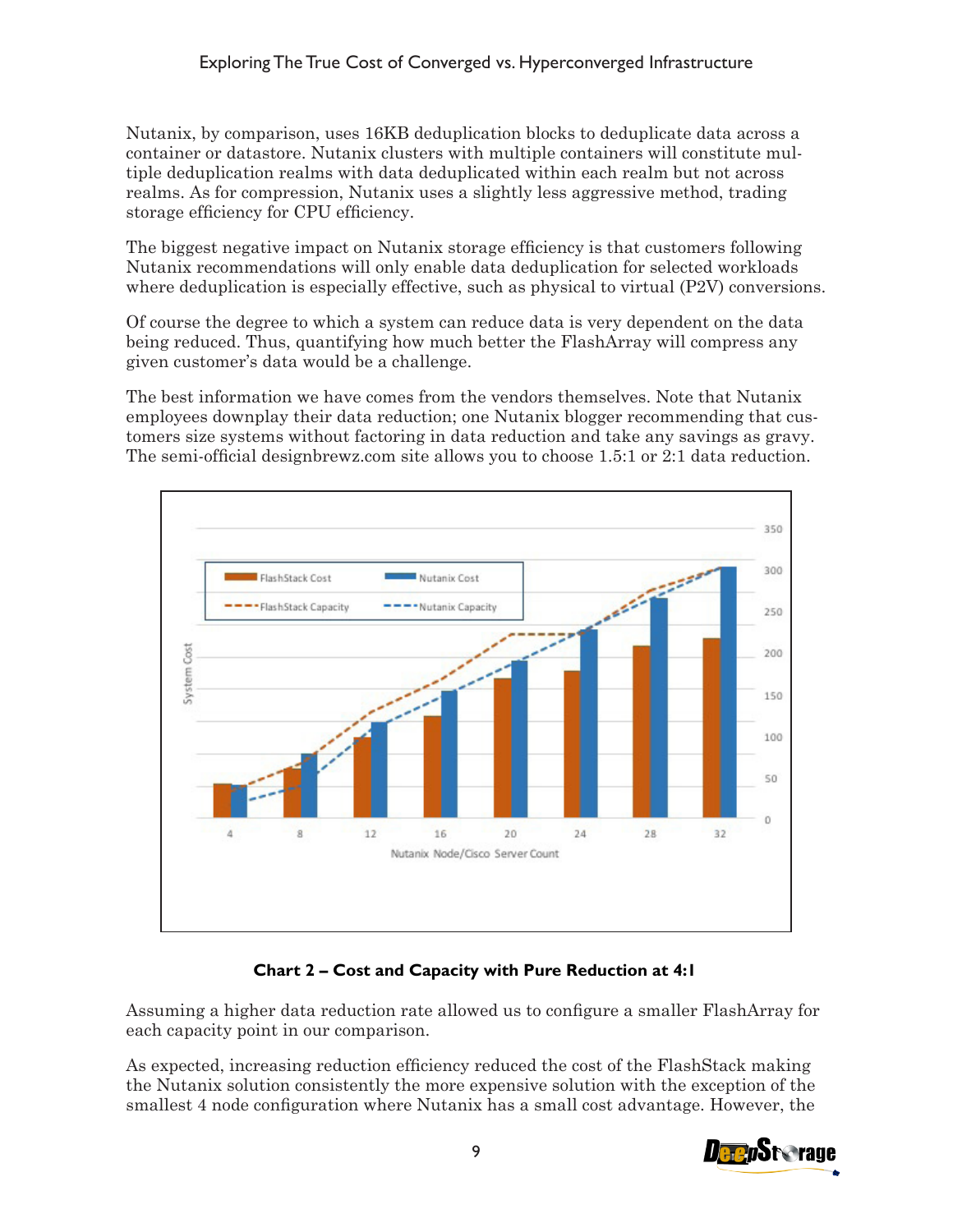Nutanix, by comparison, uses 16KB deduplication blocks to deduplicate data across a container or datastore. Nutanix clusters with multiple containers will constitute multiple deduplication realms with data deduplicated within each realm but not across realms. As for compression, Nutanix uses a slightly less aggressive method, trading storage efficiency for CPU efficiency.

The biggest negative impact on Nutanix storage efficiency is that customers following Nutanix recommendations will only enable data deduplication for selected workloads where deduplication is especially effective, such as physical to virtual (P2V) conversions.

Of course the degree to which a system can reduce data is very dependent on the data being reduced. Thus, quantifying how much better the FlashArray will compress any given customer's data would be a challenge.

The best information we have comes from the vendors themselves. Note that Nutanix employees downplay their data reduction; one Nutanix blogger recommending that customers size systems without factoring in data reduction and take any savings as gravy. The semi-official designbrewz.com site allows you to choose 1.5:1 or 2:1 data reduction.

**Chart 2 – Cost and Capacity with Pure Reduction at 4:1**

Assuming a higher data reduction rate allowed us to configure a smaller FlashArray for each capacity point in our comparison.

As expected, increasing reduction efficiency reduced the cost of the FlashStack making the Nutanix solution consistently the more expensive solution with the exception of the smallest 4 node configuration where Nutanix has a small cost advantage. However, the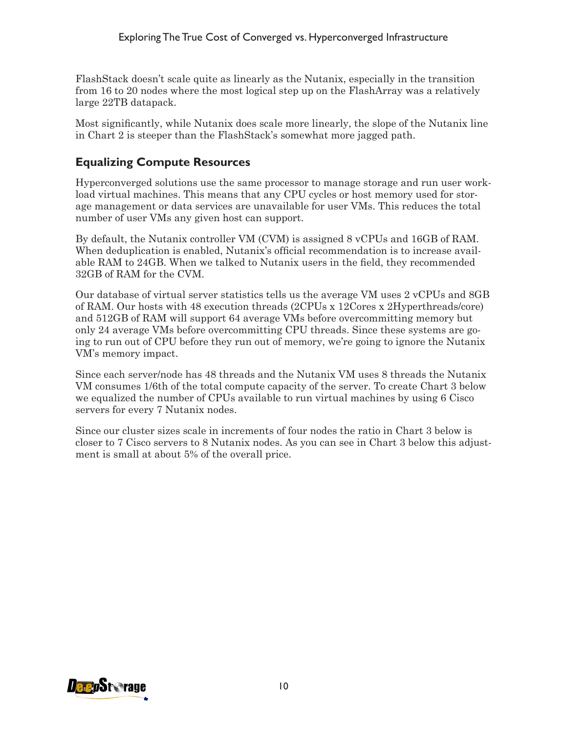FlashStack doesn't scale quite as linearly as the Nutanix, especially in the transition from 16 to 20 nodes where the most logical step up on the FlashArray was a relatively large 22TB datapack.

Most significantly, while Nutanix does scale more linearly, the slope of the Nutanix line in Chart 2 is steeper than the FlashStack's somewhat more jagged path.

## Equalizing Compute Resources

Hyperconverged solutions use the same processor to manage storage and run user workload virtual machines. This means that any CPU cycles or host memory used for storage management or data services are unavailable for user VMs. This reduces the total number of user VMs any given host can support.

By default, the Nutanix controller VM (CVM) is assigned 8 vCPUs and 16GB of RAM. When deduplication is enabled, Nutanix's official recommendation is to increase available RAM to 24GB. When we talked to Nutanix users in the field, they recommended 32GB of RAM for the CVM.

Our database of virtual server statistics tells us the average VM uses 2 vCPUs and 8GB of RAM. Our hosts with 48 execution threads (2CPUs x 12Cores x 2Hyperthreads/core) and 512GB of RAM will support 64 average VMs before overcommitting memory but only 24 average VMs before overcommitting CPU threads. Since these systems are going to run out of CPU before they run out of memory, we're going to ignore the Nutanix VM's memory impact.

Since each server/node has 48 threads and the Nutanix VM uses 8 threads the Nutanix VM consumes 1/6th of the total compute capacity of the server. To create Chart 3 below we equalized the number of CPUs available to run virtual machines by using 6 Cisco servers for every 7 Nutanix nodes.

Since our cluster sizes scale in increments of four nodes the ratio in Chart 3 below is closer to 7 Cisco servers to 8 Nutanix nodes. As you can see in Chart 3 below this adjustment is small at about 5% of the overall price.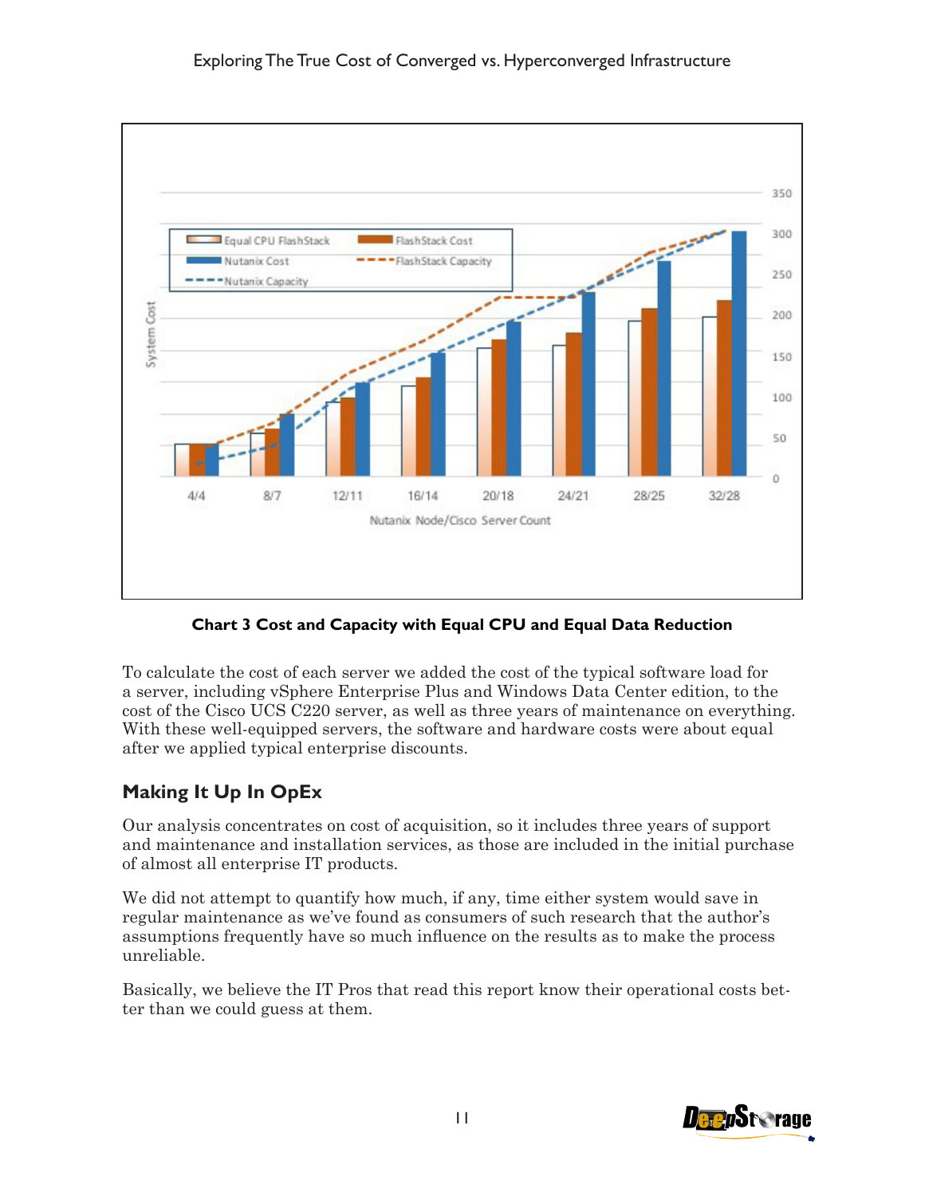**Chart 3 Cost and Capacity with Equal CPU and Equal Data Reduction**

To calculate the cost of each server we added the cost of the typical software load for a server, including vSphere Enterprise Plus and Windows Data Center edition, to the cost of the Cisco UCS C220 server, as well as three years of maintenance on everything. With these well-equipped servers, the software and hardware costs were about equal after we applied typical enterprise discounts.

## Making It Up In OpEx

Our analysis concentrates on cost of acquisition, so it includes three years of support and maintenance and installation services, as those are included in the initial purchase of almost all enterprise IT products.

We did not attempt to quantify how much, if any, time either system would save in regular maintenance as we've found as consumers of such research that the author's assumptions frequently have so much influence on the results as to make the process unreliable.

Basically, we believe the IT Pros that read this report know their operational costs better than we could guess at them.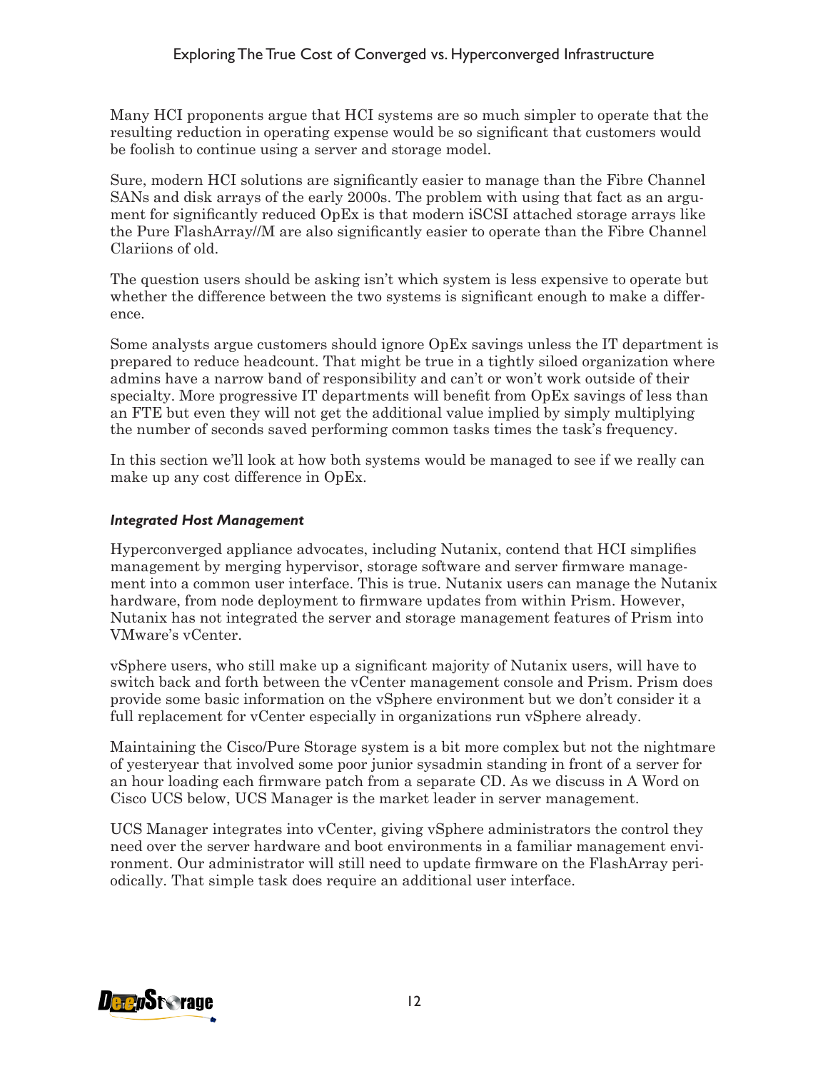Many HCI proponents argue that HCI systems are so much simpler to operate that the resulting reduction in operating expense would be so significant that customers would be foolish to continue using a server and storage model.

Sure, modern HCI solutions are significantly easier to manage than the Fibre Channel SANs and disk arrays of the early 2000s. The problem with using that fact as an argument for significantly reduced OpEx is that modern iSCSI attached storage arrays like the Pure FlashArray//M are also significantly easier to operate than the Fibre Channel Clariions of old.

The question users should be asking isn't which system is less expensive to operate but whether the difference between the two systems is significant enough to make a difference.

Some analysts argue customers should ignore OpEx savings unless the IT department is prepared to reduce headcount. That might be true in a tightly siloed organization where admins have a narrow band of responsibility and can't or won't work outside of their specialty. More progressive IT departments will benefit from OpEx savings of less than an FTE but even they will not get the additional value implied by simply multiplying the number of seconds saved performing common tasks times the task's frequency.

In this section we'll look at how both systems would be managed to see if we really can make up any cost difference in OpEx.

### *Integrated Host Management*

Hyperconverged appliance advocates, including Nutanix, contend that HCI simplifies management by merging hypervisor, storage software and server firmware management into a common user interface. This is true. Nutanix users can manage the Nutanix hardware, from node deployment to firmware updates from within Prism. However, Nutanix has not integrated the server and storage management features of Prism into VMware's vCenter.

vSphere users, who still make up a significant majority of Nutanix users, will have to switch back and forth between the vCenter management console and Prism. Prism does provide some basic information on the vSphere environment but we don't consider it a full replacement for vCenter especially in organizations run vSphere already.

Maintaining the Cisco/Pure Storage system is a bit more complex but not the nightmare of yesteryear that involved some poor junior sysadmin standing in front of a server for an hour loading each firmware patch from a separate CD. As we discuss in A Word on Cisco UCS below, UCS Manager is the market leader in server management.

UCS Manager integrates into vCenter, giving vSphere administrators the control they need over the server hardware and boot environments in a familiar management environment. Our administrator will still need to update firmware on the FlashArray periodically. That simple task does require an additional user interface.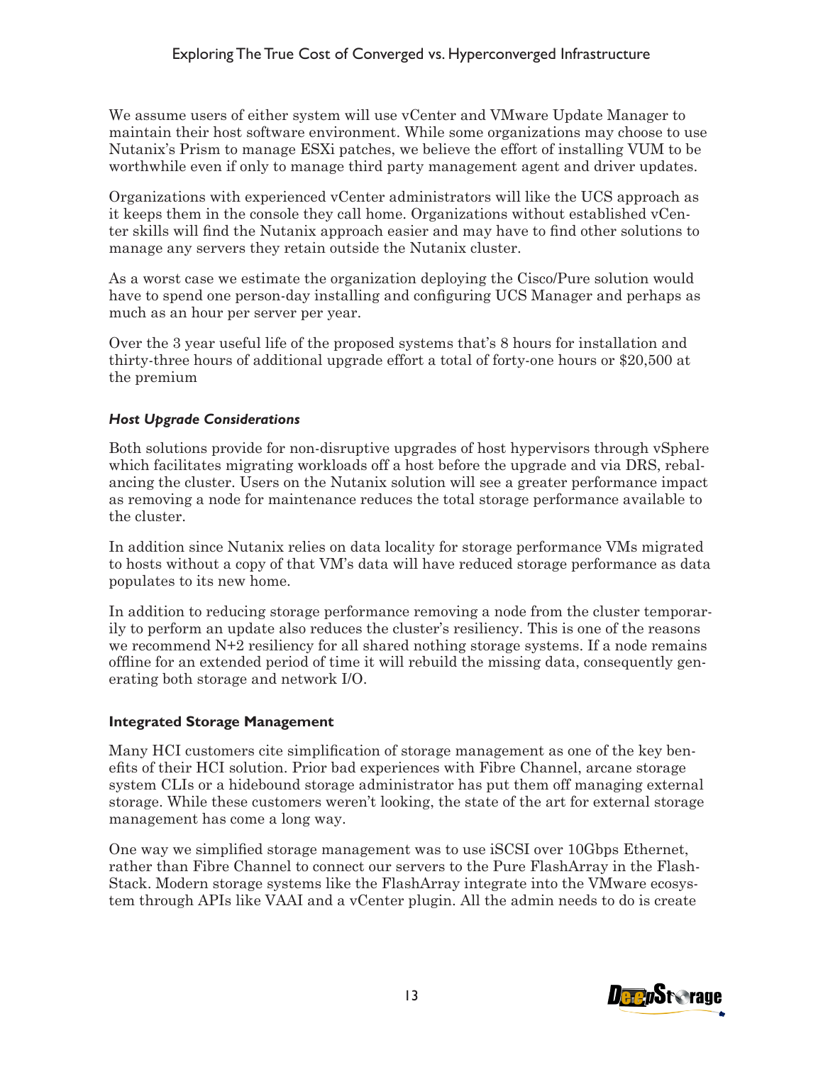We assume users of either system will use vCenter and VMware Update Manager to maintain their host software environment. While some organizations may choose to use Nutanix's Prism to manage ESXi patches, we believe the effort of installing VUM to be worthwhile even if only to manage third party management agent and driver updates.

Organizations with experienced vCenter administrators will like the UCS approach as it keeps them in the console they call home. Organizations without established vCenter skills will find the Nutanix approach easier and may have to find other solutions to manage any servers they retain outside the Nutanix cluster.

As a worst case we estimate the organization deploying the Cisco/Pure solution would have to spend one person-day installing and configuring UCS Manager and perhaps as much as an hour per server per year.

Over the 3 year useful life of the proposed systems that's 8 hours for installation and thirty-three hours of additional upgrade effort a total of forty-one hours or $20,500 at the premium

### *Host Upgrade Considerations*

Both solutions provide for non-disruptive upgrades of host hypervisors through vSphere which facilitates migrating workloads off a host before the upgrade and via DRS, rebalancing the cluster. Users on the Nutanix solution will see a greater performance impact as removing a node for maintenance reduces the total storage performance available to the cluster.

In addition since Nutanix relies on data locality for storage performance VMs migrated to hosts without a copy of that VM's data will have reduced storage performance as data populates to its new home.

In addition to reducing storage performance removing a node from the cluster temporarily to perform an update also reduces the cluster's resiliency. This is one of the reasons we recommend N+2 resiliency for all shared nothing storage systems. If a node remains offline for an extended period of time it will rebuild the missing data, consequently generating both storage and network I/O.

## Integrated Storage Management

Many HCI customers cite simplification of storage management as one of the key benefits of their HCI solution. Prior bad experiences with Fibre Channel, arcane storage system CLIs or a hidebound storage administrator has put them off managing external storage. While these customers weren't looking, the state of the art for external storage management has come a long way.

One way we simplified storage management was to use iSCSI over 10Gbps Ethernet, rather than Fibre Channel to connect our servers to the Pure FlashArray in the FlashStack. Modern storage systems like the FlashArray integrate into the VMware ecosystem through APIs like VAAI and a vCenter plugin. All the admin needs to do is create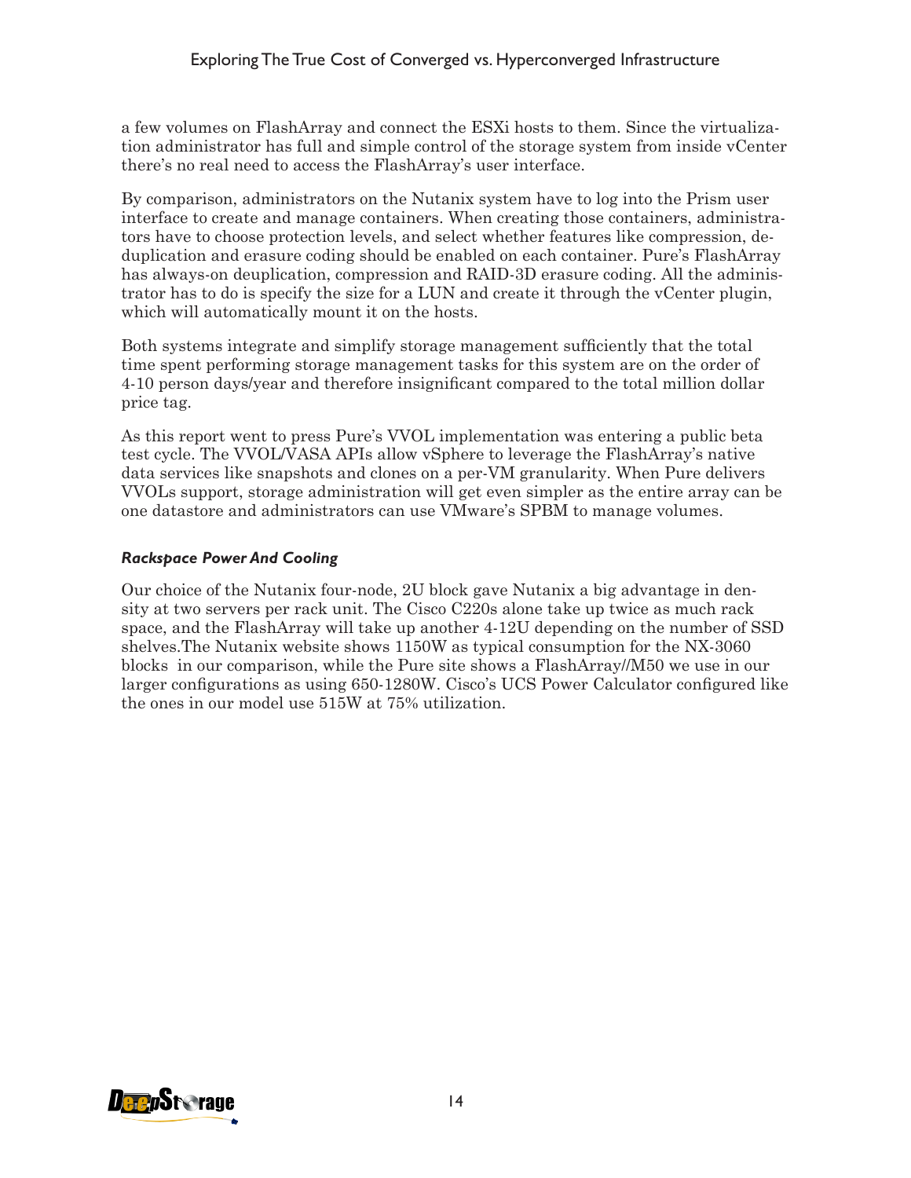a few volumes on FlashArray and connect the ESXi hosts to them. Since the virtualization administrator has full and simple control of the storage system from inside vCenter there's no real need to access the FlashArray's user interface.

By comparison, administrators on the Nutanix system have to log into the Prism user interface to create and manage containers. When creating those containers, administrators have to choose protection levels, and select whether features like compression, deduplication and erasure coding should be enabled on each container. Pure's FlashArray has always-on deuplication, compression and RAID-3D erasure coding. All the administrator has to do is specify the size for a LUN and create it through the vCenter plugin, which will automatically mount it on the hosts.

Both systems integrate and simplify storage management sufficiently that the total time spent performing storage management tasks for this system are on the order of 4-10 person days/year and therefore insignificant compared to the total million dollar price tag.

As this report went to press Pure's VVOL implementation was entering a public beta test cycle. The VVOL/VASA APIs allow vSphere to leverage the FlashArray's native data services like snapshots and clones on a per-VM granularity. When Pure delivers VVOLs support, storage administration will get even simpler as the entire array can be one datastore and administrators can use VMware's SPBM to manage volumes.

### *Rackspace Power And Cooling*

Our choice of the Nutanix four-node, 2U block gave Nutanix a big advantage in density at two servers per rack unit. The Cisco C220s alone take up twice as much rack space, and the FlashArray will take up another 4-12U depending on the number of SSD shelves.The Nutanix website shows 1150W as typical consumption for the NX-3060 blocks in our comparison, while the Pure site shows a FlashArray//M50 we use in our larger configurations as using 650-1280W. Cisco's UCS Power Calculator configured like the ones in our model use 515W at 75% utilization.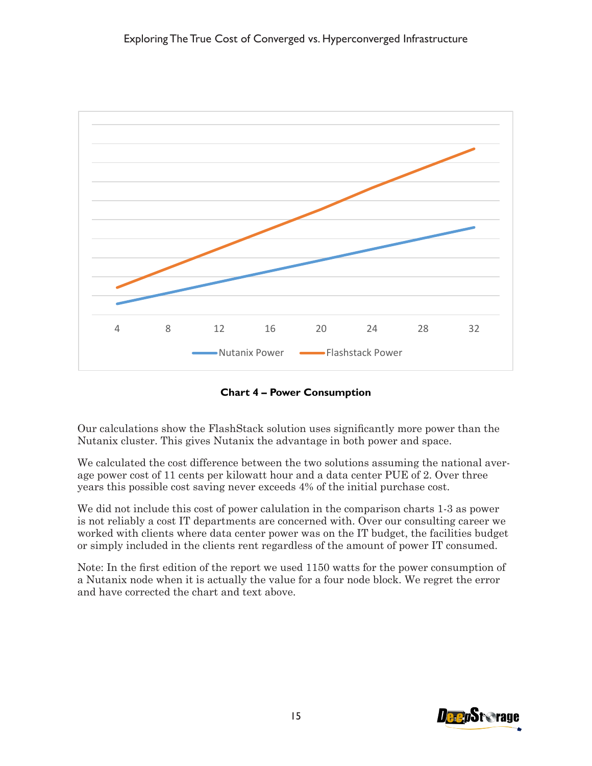**Chart 4 – Power Consumption**

Our calculations show the FlashStack solution uses significantly more power than the Nutanix cluster. This gives Nutanix the advantage in both power and space.

We calculated the cost difference between the two solutions assuming the national average power cost of 11 cents per kilowatt hour and a data center PUE of 2. Over three years this possible cost saving never exceeds 4% of the initial purchase cost.

We did not include this cost of power calulation in the comparison charts 1-3 as power is not reliably a cost IT departments are concerned with. Over our consulting career we worked with clients where data center power was on the IT budget, the facilities budget or simply included in the clients rent regardless of the amount of power IT consumed.

Note: In the first edition of the report we used 1150 watts for the power consumption of a Nutanix node when it is actually the value for a four node block. We regret the error and have corrected the chart and text above.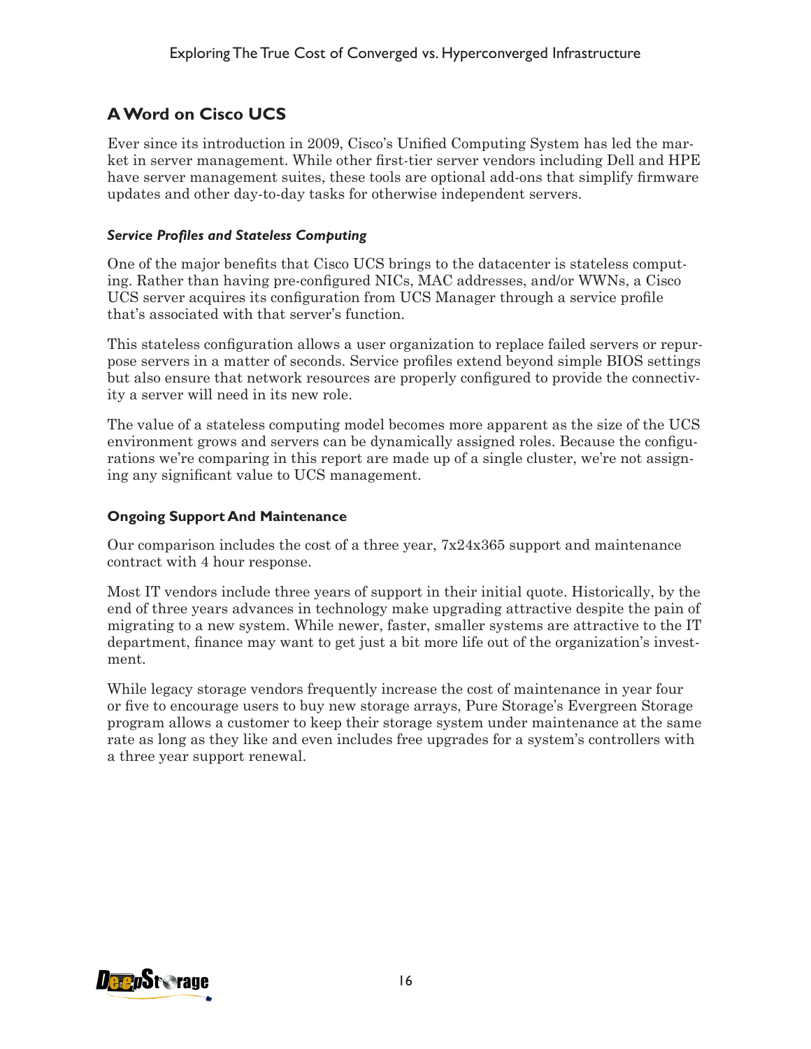## A Word on Cisco UCS

Ever since its introduction in 2009, Cisco's Unified Computing System has led the market in server management. While other first-tier server vendors including Dell and HPE have server management suites, these tools are optional add-ons that simplify firmware updates and other day-to-day tasks for otherwise independent servers.

### *Service Profiles and Stateless Computing*

One of the major benefits that Cisco UCS brings to the datacenter is stateless computing. Rather than having pre-configured NICs, MAC addresses, and/or WWNs, a Cisco UCS server acquires its configuration from UCS Manager through a service profile that's associated with that server's function.

This stateless configuration allows a user organization to replace failed servers or repurpose servers in a matter of seconds. Service profiles extend beyond simple BIOS settings but also ensure that network resources are properly configured to provide the connectivity a server will need in its new role.

The value of a stateless computing model becomes more apparent as the size of the UCS environment grows and servers can be dynamically assigned roles. Because the configurations we're comparing in this report are made up of a single cluster, we're not assigning any significant value to UCS management.

### Ongoing Support And Maintenance

Our comparison includes the cost of a three year, 7x24x365 support and maintenance contract with 4 hour response.

Most IT vendors include three years of support in their initial quote. Historically, by the end of three years advances in technology make upgrading attractive despite the pain of migrating to a new system. While newer, faster, smaller systems are attractive to the IT department, finance may want to get just a bit more life out of the organization's investment.

While legacy storage vendors frequently increase the cost of maintenance in year four or five to encourage users to buy new storage arrays, Pure Storage's Evergreen Storage program allows a customer to keep their storage system under maintenance at the same rate as long as they like and even includes free upgrades for a system's controllers with a three year support renewal.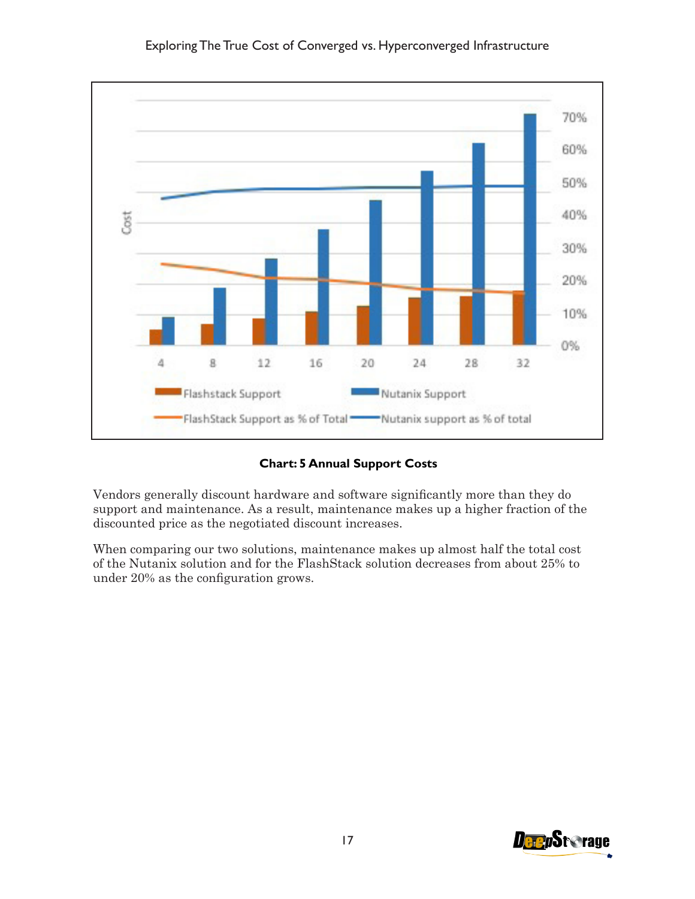**Chart: 5 Annual Support Costs**

Vendors generally discount hardware and software significantly more than they do support and maintenance. As a result, maintenance makes up a higher fraction of the discounted price as the negotiated discount increases.

When comparing our two solutions, maintenance makes up almost half the total cost of the Nutanix solution and for the FlashStack solution decreases from about 25% to under 20% as the configuration grows.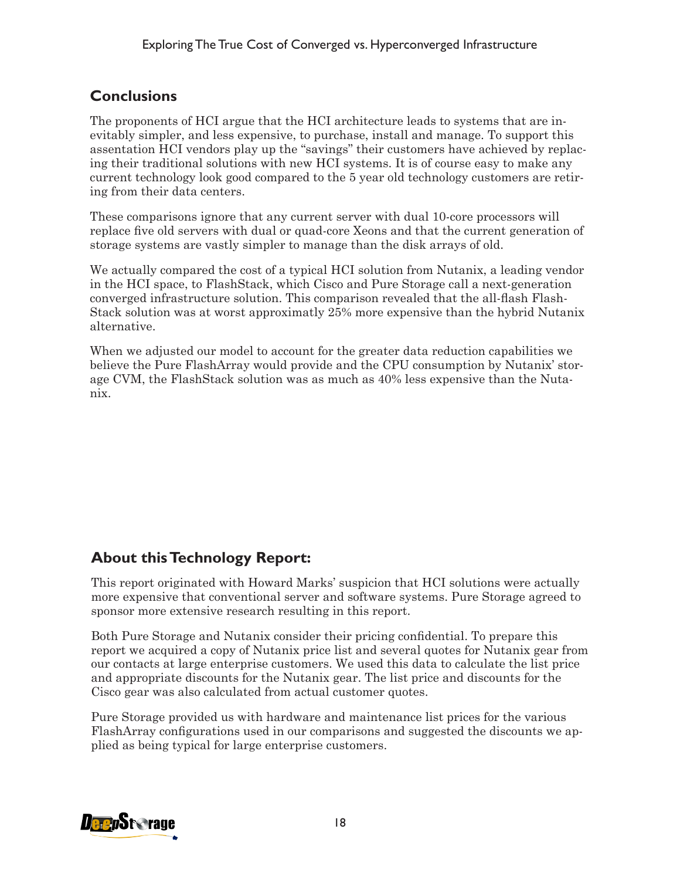## Conclusions

The proponents of HCI argue that the HCI architecture leads to systems that are inevitably simpler, and less expensive, to purchase, install and manage. To support this assentation HCI vendors play up the "savings" their customers have achieved by replacing their traditional solutions with new HCI systems. It is of course easy to make any current technology look good compared to the 5 year old technology customers are retiring from their data centers.

These comparisons ignore that any current server with dual 10-core processors will replace five old servers with dual or quad-core Xeons and that the current generation of storage systems are vastly simpler to manage than the disk arrays of old.

We actually compared the cost of a typical HCI solution from Nutanix, a leading vendor in the HCI space, to FlashStack, which Cisco and Pure Storage call a next-generation converged infrastructure solution. This comparison revealed that the all-flash FlashStack solution was at worst approximatly 25% more expensive than the hybrid Nutanix alternative.

When we adjusted our model to account for the greater data reduction capabilities we believe the Pure FlashArray would provide and the CPU consumption by Nutanix' storage CVM, the FlashStack solution was as much as 40% less expensive than the Nutanix.

## About this Technology Report:

This report originated with Howard Marks' suspicion that HCI solutions were actually more expensive that conventional server and software systems. Pure Storage agreed to sponsor more extensive research resulting in this report.

Both Pure Storage and Nutanix consider their pricing confidential. To prepare this report we acquired a copy of Nutanix price list and several quotes for Nutanix gear from our contacts at large enterprise customers. We used this data to calculate the list price and appropriate discounts for the Nutanix gear. The list price and discounts for the Cisco gear was also calculated from actual customer quotes.

Pure Storage provided us with hardware and maintenance list prices for the various FlashArray configurations used in our comparisons and suggested the discounts we applied as being typical for large enterprise customers.